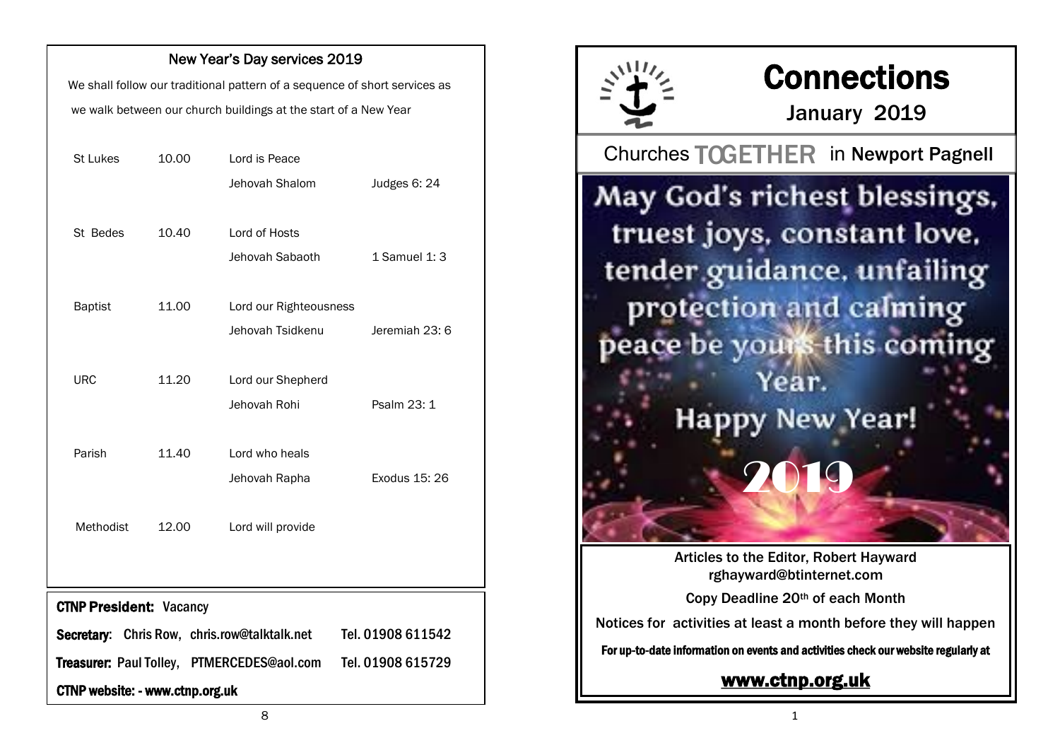## New Year's Day services 2019

We shall follow our traditional pattern of a sequence of short services as we walk between our church buildings at the start of a New Year

| | | | |
|---|---|---|---|
| St Lukes | 10.00 | Lord is Peace | |
| | | Jehovah Shalom | Judges 6: 24 |
| St Bedes | 10.40 | Lord of Hosts | |
| | | Jehovah Sabaoth | 1 Samuel 1: 3 |
| Baptist | 11.00 | Lord our Righteousness | |
| | | Jehovah Tsidkenu | Jeremiah 23: 6 |
| URC | 11.20 | Lord our Shepherd | |
| | | Jehovah Rohi | Psalm 23: 1 |
| Parish | 11.40 | Lord who heals | |
| | | Jehovah Rapha | Exodus 15: 26 |
| Methodist | 12.00 | Lord will provide | |

**CTNP President:** Vacancy

**Secretary:** Chris Row, chris.row@talktalk.net Tel. 01908 611542

**Treasurer:** Paul Tolley, PTMERCEDES@aol.com Tel. 01908 615729

**CTNP website: - www.ctnp.org.uk**

# Connections

January 2019

## Churches TOGETHER in Newport Pagnell

May God's richest blessings, truest joys, constant love, tender guidance, unfailing protection and calming peace be yours this coming Year.

Happy New Year!

2019

Articles to the Editor, Robert Hayward
rghayward@btinternet.com

Copy Deadline 20th of each Month

Notices for activities at least a month before they will happen

**For up-to-date information on events and activities check our website regularly at**

**www.ctnp.org.uk**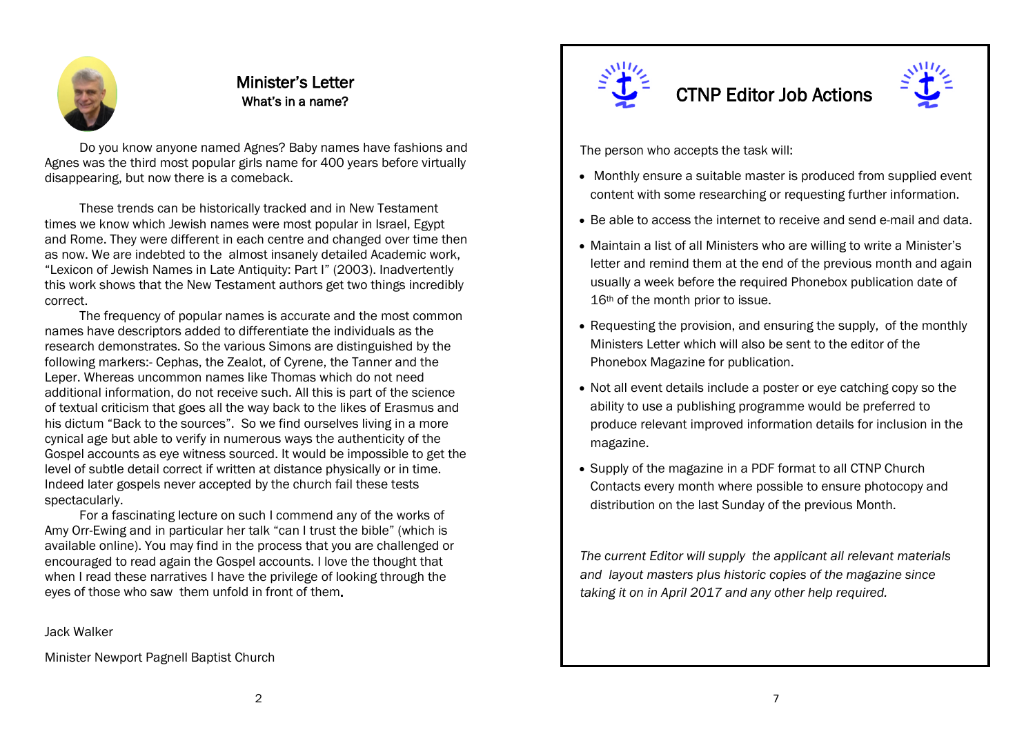## Minister's Letter

### What's in a name?

Do you know anyone named Agnes? Baby names have fashions and Agnes was the third most popular girls name for 400 years before virtually disappearing, but now there is a comeback.

These trends can be historically tracked and in New Testament times we know which Jewish names were most popular in Israel, Egypt and Rome. They were different in each centre and changed over time then as now. We are indebted to the almost insanely detailed Academic work, "Lexicon of Jewish Names in Late Antiquity: Part I" (2003). Inadvertently this work shows that the New Testament authors get two things incredibly correct.

The frequency of popular names is accurate and the most common names have descriptors added to differentiate the individuals as the research demonstrates. So the various Simons are distinguished by the following markers:- Cephas, the Zealot, of Cyrene, the Tanner and the Leper. Whereas uncommon names like Thomas which do not need additional information, do not receive such. All this is part of the science of textual criticism that goes all the way back to the likes of Erasmus and his dictum "Back to the sources". So we find ourselves living in a more cynical age but able to verify in numerous ways the authenticity of the Gospel accounts as eye witness sourced. It would be impossible to get the level of subtle detail correct if written at distance physically or in time. Indeed later gospels never accepted by the church fail these tests spectacularly.

For a fascinating lecture on such I commend any of the works of Amy Orr-Ewing and in particular her talk "can I trust the bible" (which is available online). You may find in the process that you are challenged or encouraged to read again the Gospel accounts. I love the thought that when I read these narratives I have the privilege of looking through the eyes of those who saw them unfold in front of them.

Jack Walker

Minister Newport Pagnell Baptist Church

## CTNP Editor Job Actions

The person who accepts the task will:

- Monthly ensure a suitable master is produced from supplied event content with some researching or requesting further information.
- Be able to access the internet to receive and send e-mail and data.
- Maintain a list of all Ministers who are willing to write a Minister's letter and remind them at the end of the previous month and again usually a week before the required Phonebox publication date of 16th of the month prior to issue.
- Requesting the provision, and ensuring the supply, of the monthly Ministers Letter which will also be sent to the editor of the Phonebox Magazine for publication.
- Not all event details include a poster or eye catching copy so the ability to use a publishing programme would be preferred to produce relevant improved information details for inclusion in the magazine.
- Supply of the magazine in a PDF format to all CTNP Church Contacts every month where possible to ensure photocopy and distribution on the last Sunday of the previous Month.

*The current Editor will supply the applicant all relevant materials and layout masters plus historic copies of the magazine since taking it on in April 2017 and any other help required.*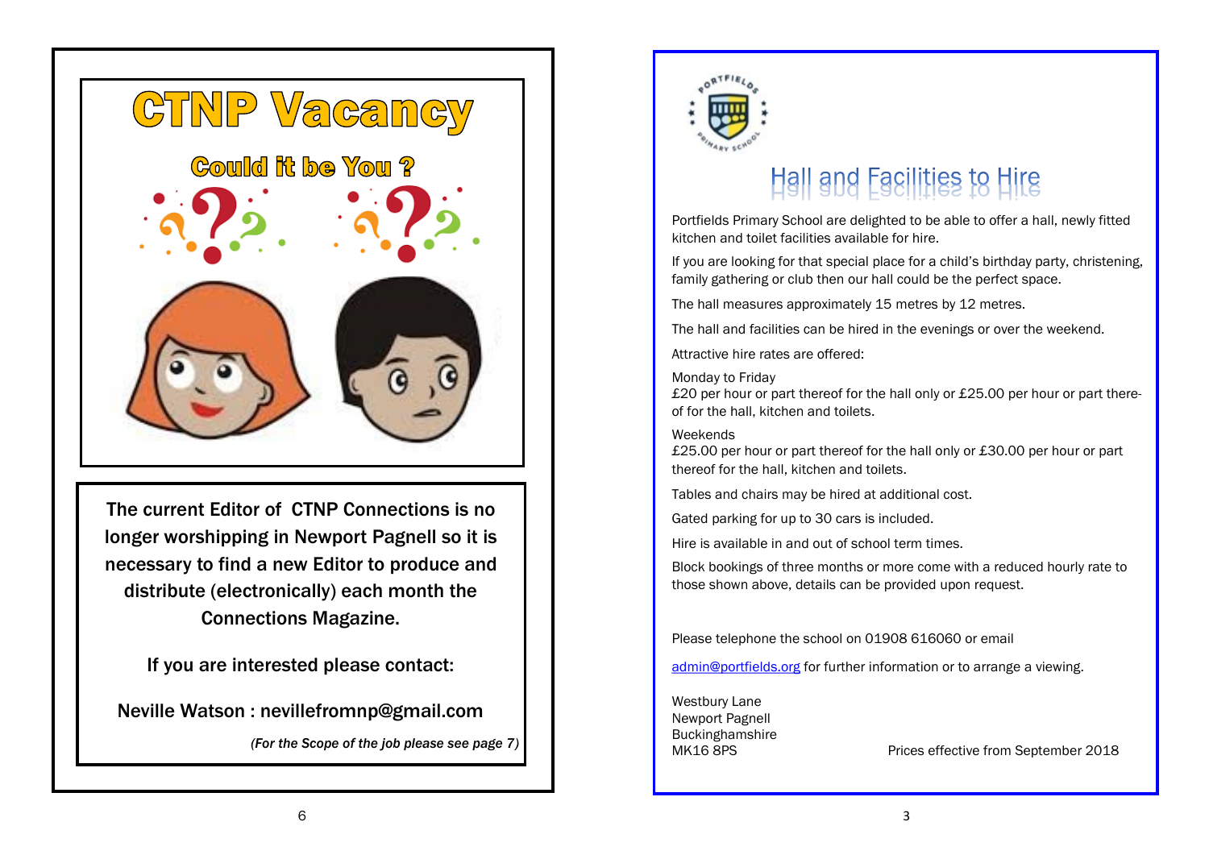# CTNP Vacancy

## Could it be You ?

**The current Editor of CTNP Connections is no longer worshipping in Newport Pagnell so it is necessary to find a new Editor to produce and distribute (electronically) each month the Connections Magazine.**

**If you are interested please contact:**

**Neville Watson : nevillefromnp@gmail.com**

***(For the Scope of the job please see page 7)***

# Hall and Facilities to Hire

Portfields Primary School are delighted to be able to offer a hall, newly fitted kitchen and toilet facilities available for hire.

If you are looking for that special place for a child's birthday party, christening, family gathering or club then our hall could be the perfect space.

The hall measures approximately 15 metres by 12 metres.

The hall and facilities can be hired in the evenings or over the weekend.

Attractive hire rates are offered:

Monday to Friday
£20 per hour or part thereof for the hall only or £25.00 per hour or part thereof for the hall, kitchen and toilets.

Weekends
£25.00 per hour or part thereof for the hall only or £30.00 per hour or part thereof for the hall, kitchen and toilets.

Tables and chairs may be hired at additional cost.

Gated parking for up to 30 cars is included.

Hire is available in and out of school term times.

Block bookings of three months or more come with a reduced hourly rate to those shown above, details can be provided upon request.

Please telephone the school on 01908 616060 or email

admin@portfields.org for further information or to arrange a viewing.

Westbury Lane
Newport Pagnell
Buckinghamshire
MK16 8PS

Prices effective from September 2018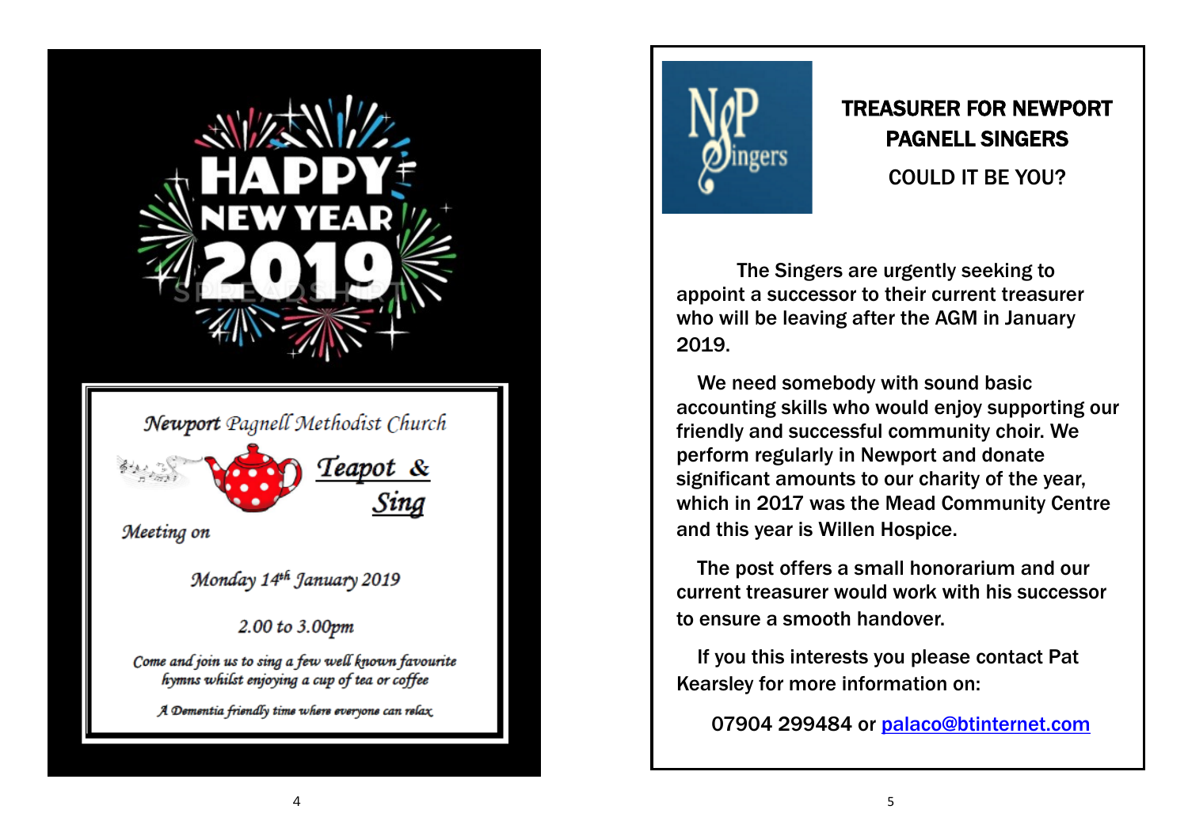# HAPPY NEW YEAR 2019

Newport Pagnell Methodist Church

**Teapot & Sing**

Meeting on

Monday 14th January 2019

2.00 to 3.00pm

Come and join us to sing a few well known favourite hymns whilst enjoying a cup of tea or coffee

*A Dementia friendly time where everyone can relax*

---

NP Singers

## TREASURER FOR NEWPORT PAGNELL SINGERS

### COULD IT BE YOU?

The Singers are urgently seeking to appoint a successor to their current treasurer who will be leaving after the AGM in January 2019.

We need somebody with sound basic accounting skills who would enjoy supporting our friendly and successful community choir. We perform regularly in Newport and donate significant amounts to our charity of the year, which in 2017 was the Mead Community Centre and this year is Willen Hospice.

The post offers a small honorarium and our current treasurer would work with his successor to ensure a smooth handover.

If you this interests you please contact Pat Kearsley for more information on:

07904 299484 or palaco@btinternet.com